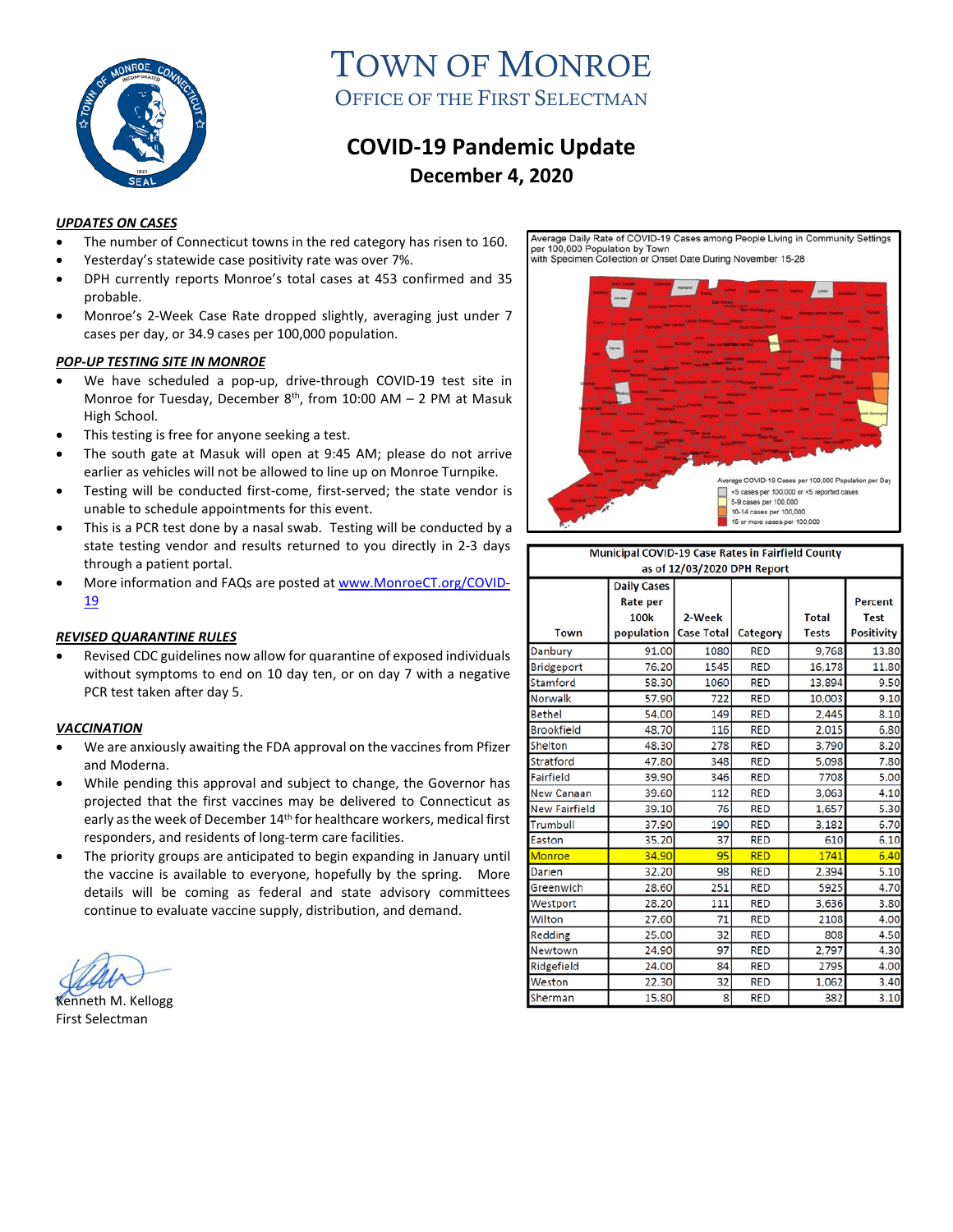# TOWN OF MONROE

## OFFICE OF THE FIRST SELECTMAN

## COVID-19 Pandemic Update

### December 4, 2020

***UPDATES ON CASES***

- The number of Connecticut towns in the red category has risen to 160.
- Yesterday's statewide case positivity rate was over 7%.
- DPH currently reports Monroe's total cases at 453 confirmed and 35 probable.
- Monroe's 2-Week Case Rate dropped slightly, averaging just under 7 cases per day, or 34.9 cases per 100,000 population.

***POP-UP TESTING SITE IN MONROE***

- We have scheduled a pop-up, drive-through COVID-19 test site in Monroe for Tuesday, December 8th, from 10:00 AM – 2 PM at Masuk High School.
- This testing is free for anyone seeking a test.
- The south gate at Masuk will open at 9:45 AM; please do not arrive earlier as vehicles will not be allowed to line up on Monroe Turnpike.
- Testing will be conducted first-come, first-served; the state vendor is unable to schedule appointments for this event.
- This is a PCR test done by a nasal swab. Testing will be conducted by a state testing vendor and results returned to you directly in 2-3 days through a patient portal.
- More information and FAQs are posted at www.MonroeCT.org/COVID-19

***REVISED QUARANTINE RULES***

- Revised CDC guidelines now allow for quarantine of exposed individuals without symptoms to end on 10 day ten, or on day 7 with a negative PCR test taken after day 5.

***VACCINATION***

- We are anxiously awaiting the FDA approval on the vaccines from Pfizer and Moderna.
- While pending this approval and subject to change, the Governor has projected that the first vaccines may be delivered to Connecticut as early as the week of December 14th for healthcare workers, medical first responders, and residents of long-term care facilities.
- The priority groups are anticipated to begin expanding in January until the vaccine is available to everyone, hopefully by the spring. More details will be coming as federal and state advisory committees continue to evaluate vaccine supply, distribution, and demand.

Kenneth M. Kellogg
First Selectman

Average Daily Rate of COVID-19 Cases among People Living in Community Settings per 100,000 Population by Town with Specimen Collection or Onset Date During November 15-28

Average COVID-19 Cases per 100,000 Population per Day:
- <5 cases per 100,000 or <5 reported cases
- 5-9 cases per 100,000
- 10-14 cases per 100,000
- 15 or more cases per 100,000

**Municipal COVID-19 Case Rates in Fairfield County as of 12/03/2020 DPH Report**

| Town | Daily Cases Rate per 100k population | 2-Week Case Total | Category | Total Tests | Percent Test Positivity |
|---|---|---|---|---|---|
| Danbury | 91.00 | 1080 | RED | 9,768 | 13.80 |
| Bridgeport | 76.20 | 1545 | RED | 16,178 | 11.80 |
| Stamford | 58.30 | 1060 | RED | 13,894 | 9.50 |
| Norwalk | 57.90 | 722 | RED | 10,003 | 9.10 |
| Bethel | 54.00 | 149 | RED | 2,445 | 8.10 |
| Brookfield | 48.70 | 116 | RED | 2,015 | 6.80 |
| Shelton | 48.30 | 278 | RED | 3,790 | 8.20 |
| Stratford | 47.80 | 348 | RED | 5,098 | 7.80 |
| Fairfield | 39.90 | 346 | RED | 7708 | 5.00 |
| New Canaan | 39.60 | 112 | RED | 3,063 | 4.10 |
| New Fairfield | 39.10 | 76 | RED | 1,657 | 5.30 |
| Trumbull | 37.90 | 190 | RED | 3,182 | 6.70 |
| Easton | 35.20 | 37 | RED | 610 | 6.10 |
| Monroe | 34.90 | 95 | RED | 1741 | 6.40 |
| Darien | 32.20 | 98 | RED | 2,394 | 5.10 |
| Greenwich | 28.60 | 251 | RED | 5925 | 4.70 |
| Westport | 28.20 | 111 | RED | 3,636 | 3.80 |
| Wilton | 27.60 | 71 | RED | 2108 | 4.00 |
| Redding | 25.00 | 32 | RED | 808 | 4.50 |
| Newtown | 24.90 | 97 | RED | 2,797 | 4.30 |
| Ridgefield | 24.00 | 84 | RED | 2795 | 4.00 |
| Weston | 22.30 | 32 | RED | 1,062 | 3.40 |
| Sherman | 15.80 | 8 | RED | 382 | 3.10 |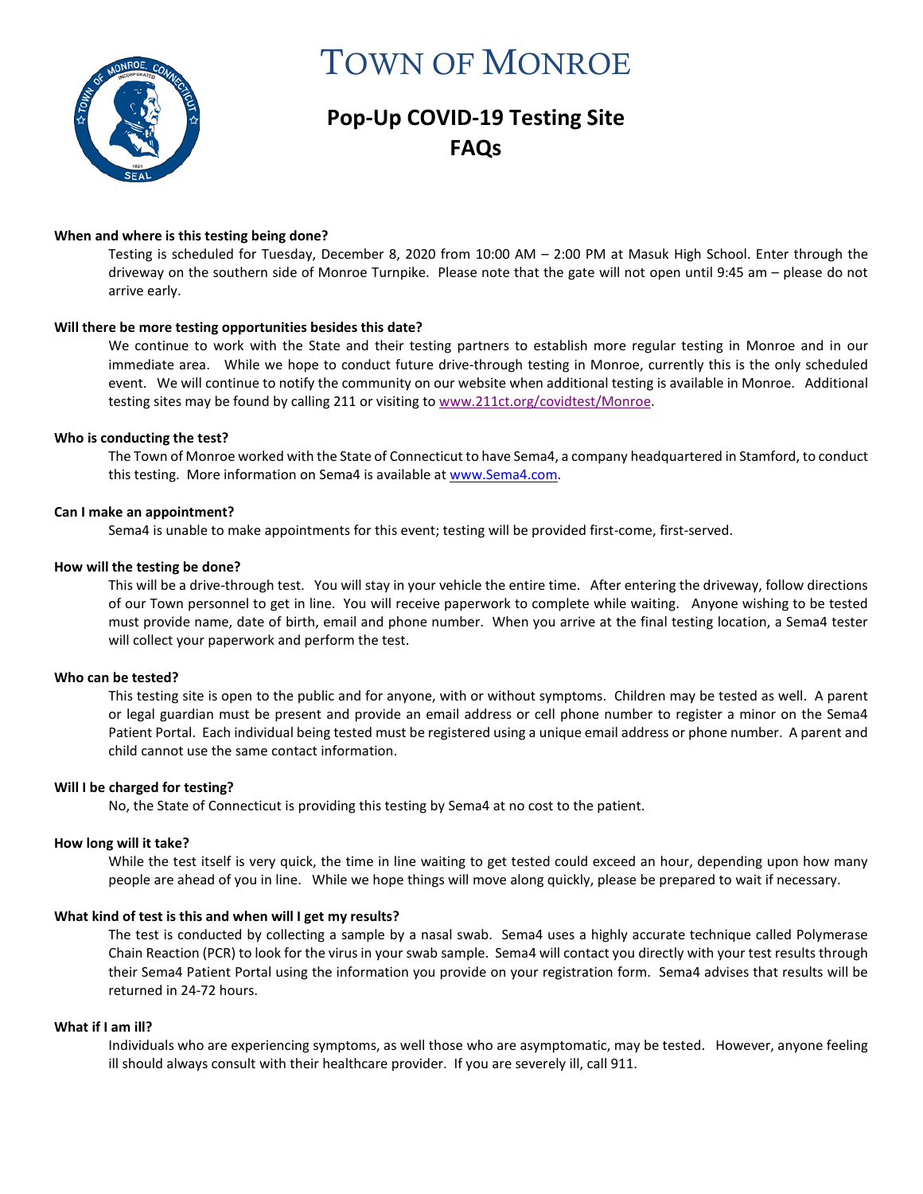# TOWN OF MONROE

## Pop-Up COVID-19 Testing Site FAQs

**When and where is this testing being done?**

Testing is scheduled for Tuesday, December 8, 2020 from 10:00 AM – 2:00 PM at Masuk High School. Enter through the driveway on the southern side of Monroe Turnpike. Please note that the gate will not open until 9:45 am – please do not arrive early.

**Will there be more testing opportunities besides this date?**

We continue to work with the State and their testing partners to establish more regular testing in Monroe and in our immediate area. While we hope to conduct future drive-through testing in Monroe, currently this is the only scheduled event. We will continue to notify the community on our website when additional testing is available in Monroe. Additional testing sites may be found by calling 211 or visiting to www.211ct.org/covidtest/Monroe.

**Who is conducting the test?**

The Town of Monroe worked with the State of Connecticut to have Sema4, a company headquartered in Stamford, to conduct this testing. More information on Sema4 is available at www.Sema4.com.

**Can I make an appointment?**

Sema4 is unable to make appointments for this event; testing will be provided first-come, first-served.

**How will the testing be done?**

This will be a drive-through test. You will stay in your vehicle the entire time. After entering the driveway, follow directions of our Town personnel to get in line. You will receive paperwork to complete while waiting. Anyone wishing to be tested must provide name, date of birth, email and phone number. When you arrive at the final testing location, a Sema4 tester will collect your paperwork and perform the test.

**Who can be tested?**

This testing site is open to the public and for anyone, with or without symptoms. Children may be tested as well. A parent or legal guardian must be present and provide an email address or cell phone number to register a minor on the Sema4 Patient Portal. Each individual being tested must be registered using a unique email address or phone number. A parent and child cannot use the same contact information.

**Will I be charged for testing?**

No, the State of Connecticut is providing this testing by Sema4 at no cost to the patient.

**How long will it take?**

While the test itself is very quick, the time in line waiting to get tested could exceed an hour, depending upon how many people are ahead of you in line. While we hope things will move along quickly, please be prepared to wait if necessary.

**What kind of test is this and when will I get my results?**

The test is conducted by collecting a sample by a nasal swab. Sema4 uses a highly accurate technique called Polymerase Chain Reaction (PCR) to look for the virus in your swab sample. Sema4 will contact you directly with your test results through their Sema4 Patient Portal using the information you provide on your registration form. Sema4 advises that results will be returned in 24-72 hours.

**What if I am ill?**

Individuals who are experiencing symptoms, as well those who are asymptomatic, may be tested. However, anyone feeling ill should always consult with their healthcare provider. If you are severely ill, call 911.